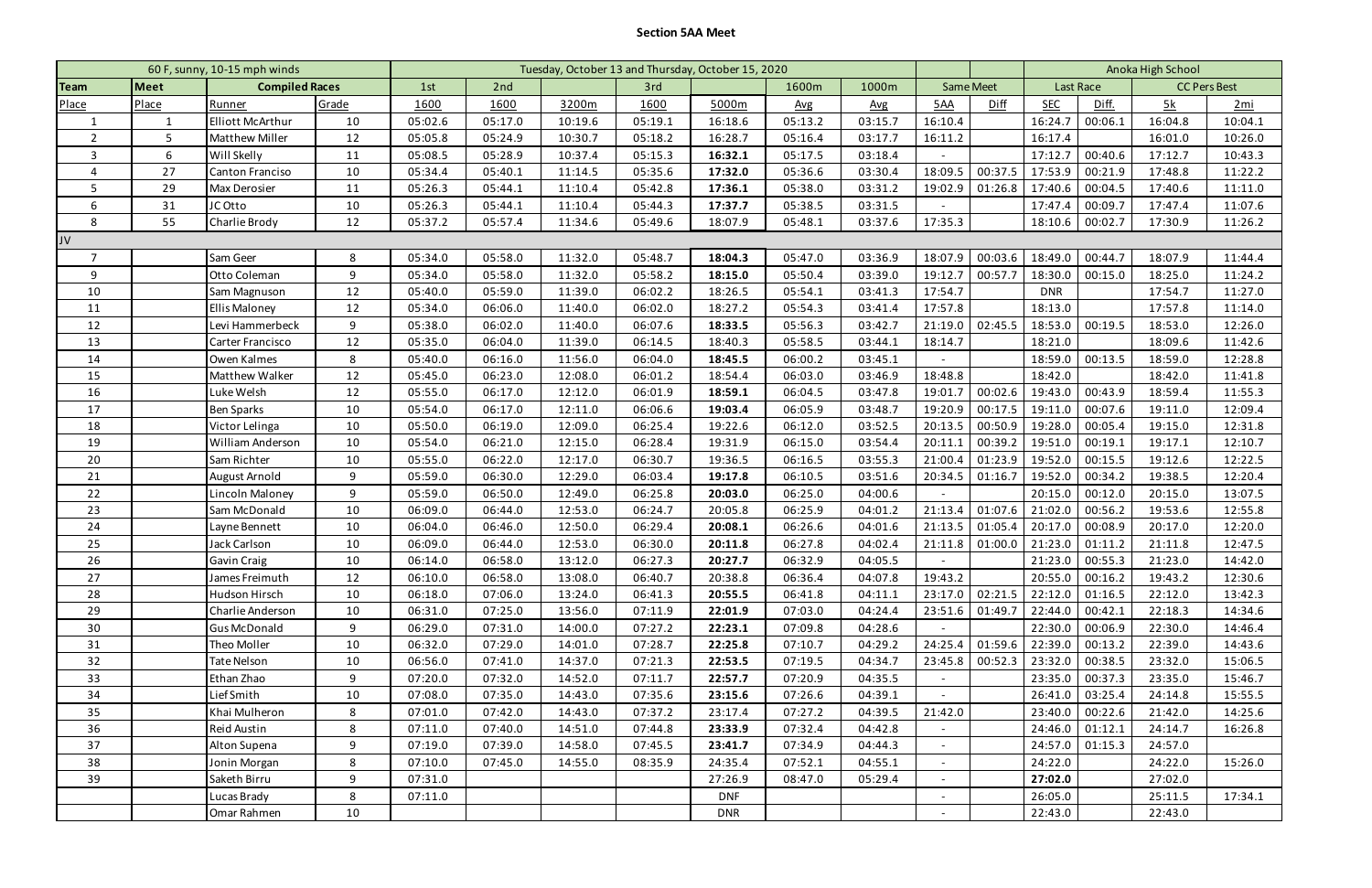**Section 5AA Meet**

| 60 F, sunny, 10-15 mph winds | | | | Tuesday, October 13 and Thursday, October 15, 2020 | | | | | | | | | Anoka High School | | | |
|---|---|---|---|---|---|---|---|---|---|---|---|---|---|---|---|---|
| Team | Meet | Compiled Races | | 1st | 2nd | | 3rd | | 1600m | 1000m | Same Meet | | Last Race | | CC Pers Best | |
| Place | Place | Runner | Grade | 1600 | 1600 | 3200m | 1600 | 5000m | Avg | Avg | 5AA | Diff | SEC | Diff. | 5k | 2mi |
| 1 | 1 | Elliott McArthur | 10 | 05:02.6 | 05:17.0 | 10:19.6 | 05:19.1 | 16:18.6 | 05:13.2 | 03:15.7 | 16:10.4 | | 16:24.7 | 00:06.1 | 16:04.8 | 10:04.1 |
| 2 | 5 | Matthew Miller | 12 | 05:05.8 | 05:24.9 | 10:30.7 | 05:18.2 | 16:28.7 | 05:16.4 | 03:17.7 | 16:11.2 | | 16:17.4 | | 16:01.0 | 10:26.0 |
| 3 | 6 | Will Skelly | 11 | 05:08.5 | 05:28.9 | 10:37.4 | 05:15.3 | **16:32.1** | 05:17.5 | 03:18.4 | - | | 17:12.7 | 00:40.6 | 17:12.7 | 10:43.3 |
| 4 | 27 | Canton Franciso | 10 | 05:34.4 | 05:40.1 | 11:14.5 | 05:35.6 | **17:32.0** | 05:36.6 | 03:30.4 | 18:09.5 | 00:37.5 | 17:53.9 | 00:21.9 | 17:48.8 | 11:22.2 |
| 5 | 29 | Max Derosier | 11 | 05:26.3 | 05:44.1 | 11:10.4 | 05:42.8 | **17:36.1** | 05:38.0 | 03:31.2 | 19:02.9 | 01:26.8 | 17:40.6 | 00:04.5 | 17:40.6 | 11:11.0 |
| 6 | 31 | JC Otto | 10 | 05:26.3 | 05:44.1 | 11:10.4 | 05:44.3 | **17:37.7** | 05:38.5 | 03:31.5 | - | | 17:47.4 | 00:09.7 | 17:47.4 | 11:07.6 |
| 8 | 55 | Charlie Brody | 12 | 05:37.2 | 05:57.4 | 11:34.6 | 05:49.6 | 18:07.9 | 05:48.1 | 03:37.6 | 17:35.3 | | 18:10.6 | 00:02.7 | 17:30.9 | 11:26.2 |
| JV | | | | | | | | | | | | | | | | |
| 7 | | Sam Geer | 8 | 05:34.0 | 05:58.0 | 11:32.0 | 05:48.7 | **18:04.3** | 05:47.0 | 03:36.9 | 18:07.9 | 00:03.6 | 18:49.0 | 00:44.7 | 18:07.9 | 11:44.4 |
| 9 | | Otto Coleman | 9 | 05:34.0 | 05:58.0 | 11:32.0 | 05:58.2 | **18:15.0** | 05:50.4 | 03:39.0 | 19:12.7 | 00:57.7 | 18:30.0 | 00:15.0 | 18:25.0 | 11:24.2 |
| 10 | | Sam Magnuson | 12 | 05:40.0 | 05:59.0 | 11:39.0 | 06:02.2 | 18:26.5 | 05:54.1 | 03:41.3 | 17:54.7 | | DNR | | 17:54.7 | 11:27.0 |
| 11 | | Ellis Maloney | 12 | 05:34.0 | 06:06.0 | 11:40.0 | 06:02.0 | 18:27.2 | 05:54.3 | 03:41.4 | 17:57.8 | | 18:13.0 | | 17:57.8 | 11:14.0 |
| 12 | | Levi Hammerbeck | 9 | 05:38.0 | 06:02.0 | 11:40.0 | 06:07.6 | **18:33.5** | 05:56.3 | 03:42.7 | 21:19.0 | 02:45.5 | 18:53.0 | 00:19.5 | 18:53.0 | 12:26.0 |
| 13 | | Carter Francisco | 12 | 05:35.0 | 06:04.0 | 11:39.0 | 06:14.5 | 18:40.3 | 05:58.5 | 03:44.1 | 18:14.7 | | 18:21.0 | | 18:09.6 | 11:42.6 |
| 14 | | Owen Kalmes | 8 | 05:40.0 | 06:16.0 | 11:56.0 | 06:04.0 | **18:45.5** | 06:00.2 | 03:45.1 | - | | 18:59.0 | 00:13.5 | 18:59.0 | 12:28.8 |
| 15 | | Matthew Walker | 12 | 05:45.0 | 06:23.0 | 12:08.0 | 06:01.2 | 18:54.4 | 06:03.0 | 03:46.9 | 18:48.8 | | 18:42.0 | | 18:42.0 | 11:41.8 |
| 16 | | Luke Welsh | 12 | 05:55.0 | 06:17.0 | 12:12.0 | 06:01.9 | **18:59.1** | 06:04.5 | 03:47.8 | 19:01.7 | 00:02.6 | 19:43.0 | 00:43.9 | 18:59.4 | 11:55.3 |
| 17 | | Ben Sparks | 10 | 05:54.0 | 06:17.0 | 12:11.0 | 06:06.6 | **19:03.4** | 06:05.9 | 03:48.7 | 19:20.9 | 00:17.5 | 19:11.0 | 00:07.6 | 19:11.0 | 12:09.4 |
| 18 | | Victor Lelinga | 10 | 05:50.0 | 06:19.0 | 12:09.0 | 06:25.4 | 19:22.6 | 06:12.0 | 03:52.5 | 20:13.5 | 00:50.9 | 19:28.0 | 00:05.4 | 19:15.0 | 12:31.8 |
| 19 | | William Anderson | 10 | 05:54.0 | 06:21.0 | 12:15.0 | 06:28.4 | 19:31.9 | 06:15.0 | 03:54.4 | 20:11.1 | 00:39.2 | 19:51.0 | 00:19.1 | 19:17.1 | 12:10.7 |
| 20 | | Sam Richter | 10 | 05:55.0 | 06:22.0 | 12:17.0 | 06:30.7 | 19:36.5 | 06:16.5 | 03:55.3 | 21:00.4 | 01:23.9 | 19:52.0 | 00:15.5 | 19:12.6 | 12:22.5 |
| 21 | | August Arnold | 9 | 05:59.0 | 06:30.0 | 12:29.0 | 06:03.4 | **19:17.8** | 06:10.5 | 03:51.6 | 20:34.5 | 01:16.7 | 19:52.0 | 00:34.2 | 19:38.5 | 12:20.4 |
| 22 | | Lincoln Maloney | 9 | 05:59.0 | 06:50.0 | 12:49.0 | 06:25.8 | **20:03.0** | 06:25.0 | 04:00.6 | - | | 20:15.0 | 00:12.0 | 20:15.0 | 13:07.5 |
| 23 | | Sam McDonald | 10 | 06:09.0 | 06:44.0 | 12:53.0 | 06:24.7 | 20:05.8 | 06:25.9 | 04:01.2 | 21:13.4 | 01:07.6 | 21:02.0 | 00:56.2 | 19:53.6 | 12:55.8 |
| 24 | | Layne Bennett | 10 | 06:04.0 | 06:46.0 | 12:50.0 | 06:29.4 | **20:08.1** | 06:26.6 | 04:01.6 | 21:13.5 | 01:05.4 | 20:17.0 | 00:08.9 | 20:17.0 | 12:20.0 |
| 25 | | Jack Carlson | 10 | 06:09.0 | 06:44.0 | 12:53.0 | 06:30.0 | **20:11.8** | 06:27.8 | 04:02.4 | 21:11.8 | 01:00.0 | 21:23.0 | 01:11.2 | 21:11.8 | 12:47.5 |
| 26 | | Gavin Craig | 10 | 06:14.0 | 06:58.0 | 13:12.0 | 06:27.3 | **20:27.7** | 06:32.9 | 04:05.5 | - | | 21:23.0 | 00:55.3 | 21:23.0 | 14:42.0 |
| 27 | | James Freimuth | 12 | 06:10.0 | 06:58.0 | 13:08.0 | 06:40.7 | 20:38.8 | 06:36.4 | 04:07.8 | 19:43.2 | | 20:55.0 | 00:16.2 | 19:43.2 | 12:30.6 |
| 28 | | Hudson Hirsch | 10 | 06:18.0 | 07:06.0 | 13:24.0 | 06:41.3 | **20:55.5** | 06:41.8 | 04:11.1 | 23:17.0 | 02:21.5 | 22:12.0 | 01:16.5 | 22:12.0 | 13:42.3 |
| 29 | | Charlie Anderson | 10 | 06:31.0 | 07:25.0 | 13:56.0 | 07:11.9 | **22:01.9** | 07:03.0 | 04:24.4 | 23:51.6 | 01:49.7 | 22:44.0 | 00:42.1 | 22:18.3 | 14:34.6 |
| 30 | | Gus McDonald | 9 | 06:29.0 | 07:31.0 | 14:00.0 | 07:27.2 | **22:23.1** | 07:09.8 | 04:28.6 | - | | 22:30.0 | 00:06.9 | 22:30.0 | 14:46.4 |
| 31 | | Theo Moller | 10 | 06:32.0 | 07:29.0 | 14:01.0 | 07:28.7 | **22:25.8** | 07:10.7 | 04:29.2 | 24:25.4 | 01:59.6 | 22:39.0 | 00:13.2 | 22:39.0 | 14:43.6 |
| 32 | | Tate Nelson | 10 | 06:56.0 | 07:41.0 | 14:37.0 | 07:21.3 | **22:53.5** | 07:19.5 | 04:34.7 | 23:45.8 | 00:52.3 | 23:32.0 | 00:38.5 | 23:32.0 | 15:06.5 |
| 33 | | Ethan Zhao | 9 | 07:20.0 | 07:32.0 | 14:52.0 | 07:11.7 | **22:57.7** | 07:20.9 | 04:35.5 | - | | 23:35.0 | 00:37.3 | 23:35.0 | 15:46.7 |
| 34 | | Lief Smith | 10 | 07:08.0 | 07:35.0 | 14:43.0 | 07:35.6 | **23:15.6** | 07:26.6 | 04:39.1 | - | | 26:41.0 | 03:25.4 | 24:14.8 | 15:55.5 |
| 35 | | Khai Mulheron | 8 | 07:01.0 | 07:42.0 | 14:43.0 | 07:37.2 | 23:17.4 | 07:27.2 | 04:39.5 | 21:42.0 | | 23:40.0 | 00:22.6 | 21:42.0 | 14:25.6 |
| 36 | | Reid Austin | 8 | 07:11.0 | 07:40.0 | 14:51.0 | 07:44.8 | **23:33.9** | 07:32.4 | 04:42.8 | - | | 24:46.0 | 01:12.1 | 24:14.7 | 16:26.8 |
| 37 | | Alton Supena | 9 | 07:19.0 | 07:39.0 | 14:58.0 | 07:45.5 | **23:41.7** | 07:34.9 | 04:44.3 | - | | 24:57.0 | 01:15.3 | 24:57.0 | |
| 38 | | Jonin Morgan | 8 | 07:10.0 | 07:45.0 | 14:55.0 | 08:35.9 | 24:35.4 | 07:52.1 | 04:55.1 | - | | 24:22.0 | | 24:22.0 | 15:26.0 |
| 39 | | Saketh Birru | 9 | 07:31.0 | | | | 27:26.9 | 08:47.0 | 05:29.4 | - | | **27:02.0** | | 27:02.0 | |
| | | Lucas Brady | 8 | 07:11.0 | | | | DNF | | | - | | 26:05.0 | | 25:11.5 | 17:34.1 |
| | | Omar Rahmen | 10 | | | | | DNR | | | - | | 22:43.0 | | 22:43.0 | |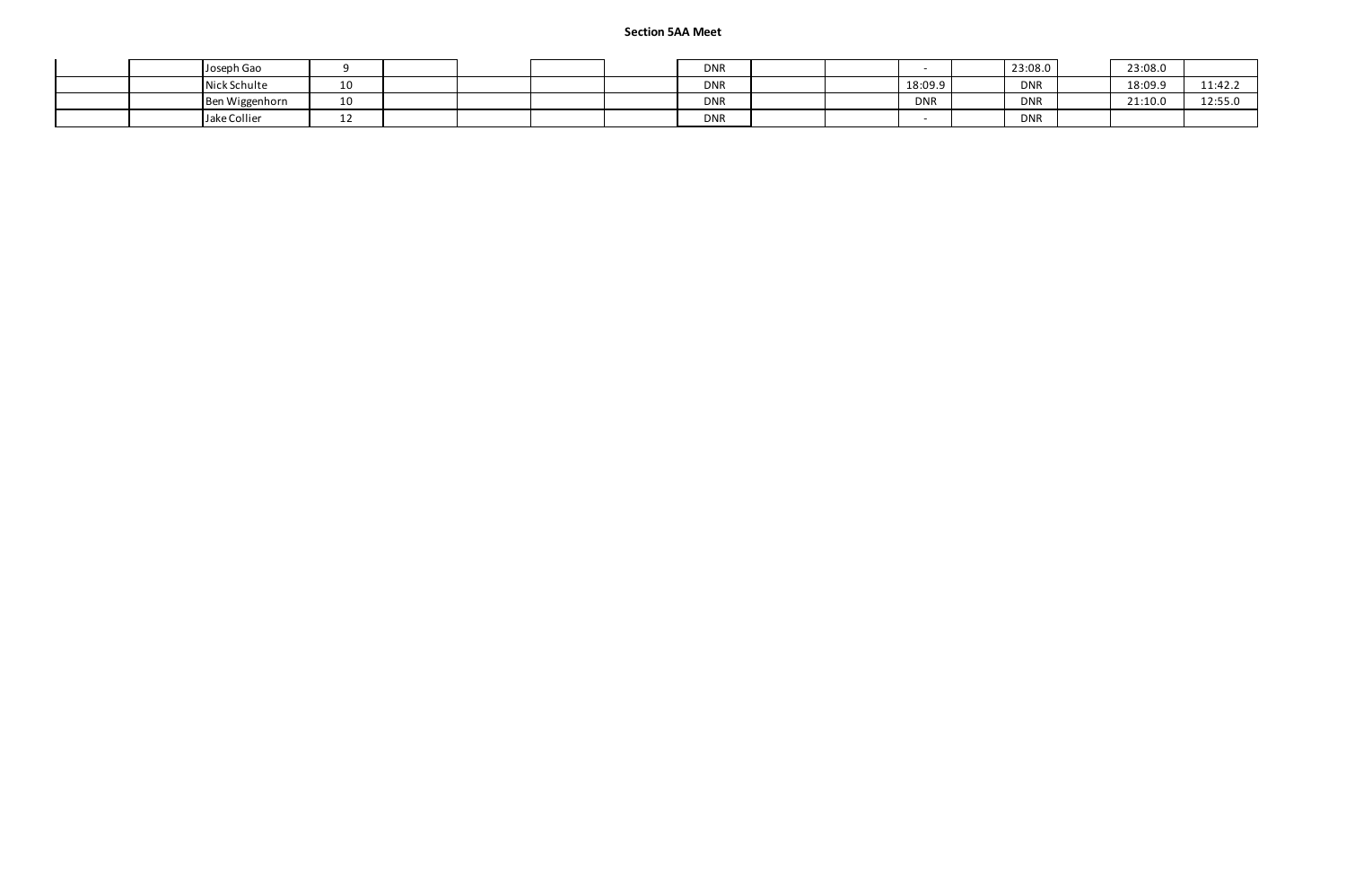**Section 5AA Meet**

| | | | | | | | | | | | | | | | | |
|---|---|---|---|---|---|---|---|---|---|---|---|---|---|---|---|---|
| | | Joseph Gao | 9 | | | | | DNR | | | - | | 23:08.0 | | 23:08.0 | |
| | | Nick Schulte | 10 | | | | | DNR | | | 18:09.9 | | DNR | | 18:09.9 | 11:42.2 |
| | | Ben Wiggenhorn | 10 | | | | | DNR | | | DNR | | DNR | | 21:10.0 | 12:55.0 |
| | | Jake Collier | 12 | | | | | DNR | | | - | | DNR | | | |